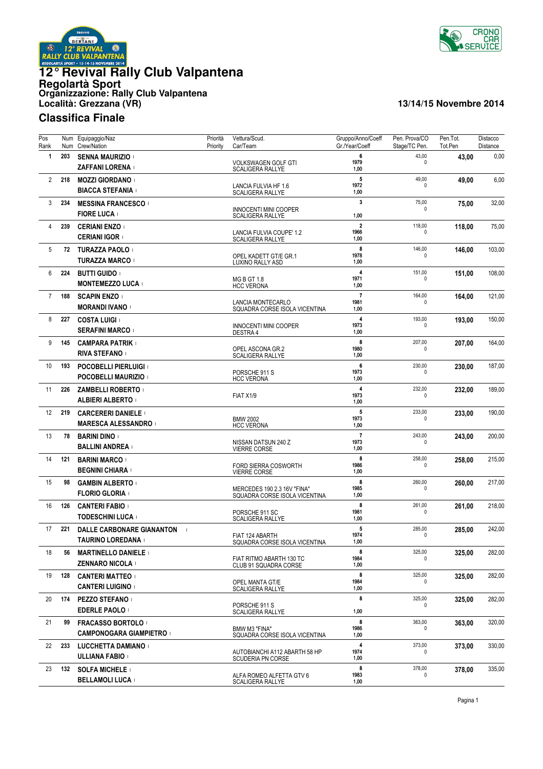# 12° Revival Rally Club Valpantena

## Regolartà Sport

## Organizzazione: Rally Club Valpantena

## Località: Grezzana (VR)

**13/14/15 Novembre 2014**

## Classifica Finale

| Pos Rank | Num Num | Equipaggio/Naz Crew/Nation | Priorità Priority | Vettura/Scud. Car/Team | Gruppo/Anno/Coeff Gr./Year/Coeff | Pen. Prova/CO Stage/TC Pen. | Pen.Tot. Tot.Pen | Distacco Distance |
|---|---|---|---|---|---|---|---|---|
| 1 | 203 | **SENNA MAURIZIO** / **ZAFFANI LORENA** | | VOLKSWAGEN GOLF GTI / SCALIGERA RALLYE | 6 / 1979 / 1,00 | 43,00 / 0 | **43,00** | 0,00 |
| 2 | 218 | **MOZZI GIORDANO** / **BIACCA STEFANIA** | | LANCIA FULVIA HF 1.6 / SCALIGERA RALLYE | 5 / 1972 / 1,00 | 49,00 / 0 | **49,00** | 6,00 |
| 3 | 234 | **MESSINA FRANCESCO** / **FIORE LUCA** | | INNOCENTI MINI COOPER / SCALIGERA RALLYE | 3 / / 1,00 | 75,00 / 0 | **75,00** | 32,00 |
| 4 | 239 | **CERIANI ENZO** / **CERIANI IGOR** | | LANCIA FULVIA COUPE' 1.2 / SCALIGERA RALLYE | 2 / 1966 / 1,00 | 118,00 / 0 | **118,00** | 75,00 |
| 5 | 72 | **TURAZZA PAOLO** / **TURAZZA MARCO** | | OPEL KADETT GT/E GR.1 / LUXINO RALLY ASD | 8 / 1978 / 1,00 | 146,00 / 0 | **146,00** | 103,00 |
| 6 | 224 | **BUTTI GUIDO** / **MONTEMEZZO LUCA** | | MG B GT 1.8 / HCC VERONA | 4 / 1971 / 1,00 | 151,00 / 0 | **151,00** | 108,00 |
| 7 | 188 | **SCAPIN ENZO** / **MORANDI IVANO** | | LANCIA MONTECARLO / SQUADRA CORSE ISOLA VICENTINA | 7 / 1981 / 1,00 | 164,00 / 0 | **164,00** | 121,00 |
| 8 | 227 | **COSTA LUIGI** / **SERAFINI MARCO** | | INNOCENTI MINI COOPER / DESTRA 4 | 4 / 1973 / 1,00 | 193,00 / 0 | **193,00** | 150,00 |
| 9 | 145 | **CAMPARA PATRIK** / **RIVA STEFANO** | | OPEL ASCONA GR.2 / SCALIGERA RALLYE | 8 / 1980 / 1,00 | 207,00 / 0 | **207,00** | 164,00 |
| 10 | 193 | **POCOBELLI PIERLUIGI** / **POCOBELLI MAURIZIO** | | PORSCHE 911 S / HCC VERONA | 6 / 1973 / 1,00 | 230,00 / 0 | **230,00** | 187,00 |
| 11 | 226 | **ZAMBELLI ROBERTO** / **ALBIERI ALBERTO** | | FIAT X1/9 | 4 / 1973 / 1,00 | 232,00 / 0 | **232,00** | 189,00 |
| 12 | 219 | **CARCERERI DANIELE** / **MARESCA ALESSANDRO** | | BMW 2002 / HCC VERONA | 5 / 1973 / 1,00 | 233,00 / 0 | **233,00** | 190,00 |
| 13 | 78 | **BARINI DINO** / **BALLINI ANDREA** | | NISSAN DATSUN 240 Z / VIERRE CORSE | 7 / 1973 / 1,00 | 243,00 / 0 | **243,00** | 200,00 |
| 14 | 121 | **BARINI MARCO** / **BEGNINI CHIARA** | | FORD SIERRA COSWORTH / VIERRE CORSE | 8 / 1986 / 1,00 | 258,00 / 0 | **258,00** | 215,00 |
| 15 | 98 | **GAMBIN ALBERTO** / **FLORIO GLORIA** | | MERCEDES 190 2.3 16V "FINA" / SQUADRA CORSE ISOLA VICENTINA | 8 / 1985 / 1,00 | 260,00 / 0 | **260,00** | 217,00 |
| 16 | 126 | **CANTERI FABIO** / **TODESCHINI LUCA** | | PORSCHE 911 SC / SCALIGERA RALLYE | 8 / 1981 / 1,00 | 261,00 / 0 | **261,00** | 218,00 |
| 17 | 221 | **DALLE CARBONARE GIANANTON** / **TAURINO LOREDANA** | | FIAT 124 ABARTH / SQUADRA CORSE ISOLA VICENTINA | 5 / 1974 / 1,00 | 285,00 / 0 | **285,00** | 242,00 |
| 18 | 56 | **MARTINELLO DANIELE** / **ZENNARO NICOLA** | | FIAT RITMO ABARTH 130 TC / CLUB 91 SQUADRA CORSE | 8 / 1984 / 1,00 | 325,00 / 0 | **325,00** | 282,00 |
| 19 | 128 | **CANTERI MATTEO** / **CANTERI LUIGINO** | | OPEL MANTA GT/E / SCALIGERA RALLYE | 8 / 1984 / 1,00 | 325,00 / 0 | **325,00** | 282,00 |
| 20 | 174 | **PEZZO STEFANO** / **EDERLE PAOLO** | | PORSCHE 911 S / SCALIGERA RALLYE | 8 / / 1,00 | 325,00 / 0 | **325,00** | 282,00 |
| 21 | 99 | **FRACASSO BORTOLO** / **CAMPONOGARA GIAMPIETRO** | | BMW M3 "FINA" / SQUADRA CORSE ISOLA VICENTINA | 8 / 1986 / 1,00 | 363,00 / 0 | **363,00** | 320,00 |
| 22 | 233 | **LUCCHETTA DAMIANO** / **ULLIANA FABIO** | | AUTOBIANCHI A112 ABARTH 58 HP / SCUDERIA PN CORSE | 4 / 1974 / 1,00 | 373,00 / 0 | **373,00** | 330,00 |
| 23 | 132 | **SOLFA MICHELE** / **BELLAMOLI LUCA** | | ALFA ROMEO ALFETTA GTV 6 / SCALIGERA RALLYE | 8 / 1983 / 1,00 | 378,00 / 0 | **378,00** | 335,00 |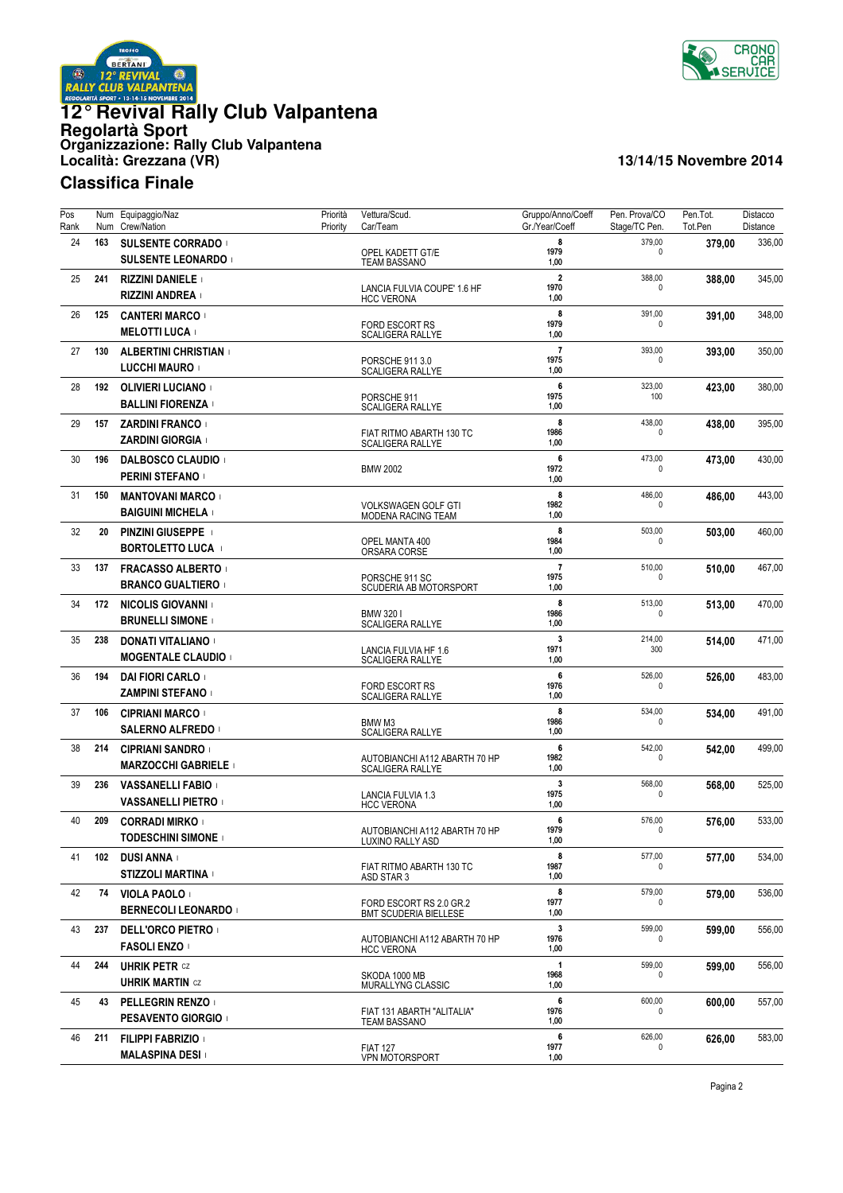# 12° Revival Rally Club Valpantena

## Regolartà Sport

**Organizzazione: Rally Club Valpantena**

**Località: Grezzana (VR)**

**13/14/15 Novembre 2014**

## Classifica Finale

| Pos Rank | Num Num | Equipaggio/Naz Crew/Nation | Priorità Priority | Vettura/Scud. Car/Team | Gruppo/Anno/Coeff Gr./Year/Coeff | Pen. Prova/CO Stage/TC Pen. | Pen.Tot. Tot.Pen | Distacco Distance |
|---|---|---|---|---|---|---|---|---|
| 24 | 163 | **SULSENTE CORRADO** I<br>**SULSENTE LEONARDO** I | | OPEL KADETT GT/E<br>TEAM BASSANO | 8<br>1979<br>1,00 | 379,00<br>0 | **379,00** | 336,00 |
| 25 | 241 | **RIZZINI DANIELE** I<br>**RIZZINI ANDREA** I | | LANCIA FULVIA COUPE' 1.6 HF<br>HCC VERONA | 2<br>1970<br>1,00 | 388,00<br>0 | **388,00** | 345,00 |
| 26 | 125 | **CANTERI MARCO** I<br>**MELOTTI LUCA** I | | FORD ESCORT RS<br>SCALIGERA RALLYE | 8<br>1979<br>1,00 | 391,00<br>0 | **391,00** | 348,00 |
| 27 | 130 | **ALBERTINI CHRISTIAN** I<br>**LUCCHI MAURO** I | | PORSCHE 911 3.0<br>SCALIGERA RALLYE | 7<br>1975<br>1,00 | 393,00<br>0 | **393,00** | 350,00 |
| 28 | 192 | **OLIVIERI LUCIANO** I<br>**BALLINI FIORENZA** I | | PORSCHE 911<br>SCALIGERA RALLYE | 6<br>1975<br>1,00 | 323,00<br>100 | **423,00** | 380,00 |
| 29 | 157 | **ZARDINI FRANCO** I<br>**ZARDINI GIORGIA** I | | FIAT RITMO ABARTH 130 TC<br>SCALIGERA RALLYE | 8<br>1986<br>1,00 | 438,00<br>0 | **438,00** | 395,00 |
| 30 | 196 | **DALBOSCO CLAUDIO** I<br>**PERINI STEFANO** I | | BMW 2002 | 6<br>1972<br>1,00 | 473,00<br>0 | **473,00** | 430,00 |
| 31 | 150 | **MANTOVANI MARCO** I<br>**BAIGUINI MICHELA** I | | VOLKSWAGEN GOLF GTI<br>MODENA RACING TEAM | 8<br>1982<br>1,00 | 486,00<br>0 | **486,00** | 443,00 |
| 32 | 20 | **PINZINI GIUSEPPE** I<br>**BORTOLETTO LUCA** I | | OPEL MANTA 400<br>ORSARA CORSE | 8<br>1984<br>1,00 | 503,00<br>0 | **503,00** | 460,00 |
| 33 | 137 | **FRACASSO ALBERTO** I<br>**BRANCO GUALTIERO** I | | PORSCHE 911 SC<br>SCUDERIA AB MOTORSPORT | 7<br>1975<br>1,00 | 510,00<br>0 | **510,00** | 467,00 |
| 34 | 172 | **NICOLIS GIOVANNI** I<br>**BRUNELLI SIMONE** I | | BMW 320 I<br>SCALIGERA RALLYE | 8<br>1986<br>1,00 | 513,00<br>0 | **513,00** | 470,00 |
| 35 | 238 | **DONATI VITALIANO** I<br>**MOGENTALE CLAUDIO** I | | LANCIA FULVIA HF 1.6<br>SCALIGERA RALLYE | 3<br>1971<br>1,00 | 214,00<br>300 | **514,00** | 471,00 |
| 36 | 194 | **DAI FIORI CARLO** I<br>**ZAMPINI STEFANO** I | | FORD ESCORT RS<br>SCALIGERA RALLYE | 6<br>1976<br>1,00 | 526,00<br>0 | **526,00** | 483,00 |
| 37 | 106 | **CIPRIANI MARCO** I<br>**SALERNO ALFREDO** I | | BMW M3<br>SCALIGERA RALLYE | 8<br>1986<br>1,00 | 534,00<br>0 | **534,00** | 491,00 |
| 38 | 214 | **CIPRIANI SANDRO** I<br>**MARZOCCHI GABRIELE** I | | AUTOBIANCHI A112 ABARTH 70 HP<br>SCALIGERA RALLYE | 6<br>1982<br>1,00 | 542,00<br>0 | **542,00** | 499,00 |
| 39 | 236 | **VASSANELLI FABIO** I<br>**VASSANELLI PIETRO** I | | LANCIA FULVIA 1.3<br>HCC VERONA | 3<br>1975<br>1,00 | 568,00<br>0 | **568,00** | 525,00 |
| 40 | 209 | **CORRADI MIRKO** I<br>**TODESCHINI SIMONE** I | | AUTOBIANCHI A112 ABARTH 70 HP<br>LUXINO RALLY ASD | 6<br>1979<br>1,00 | 576,00<br>0 | **576,00** | 533,00 |
| 41 | 102 | **DUSI ANNA** I<br>**STIZZOLI MARTINA** I | | FIAT RITMO ABARTH 130 TC<br>ASD STAR 3 | 8<br>1987<br>1,00 | 577,00<br>0 | **577,00** | 534,00 |
| 42 | 74 | **VIOLA PAOLO** I<br>**BERNECOLI LEONARDO** I | | FORD ESCORT RS 2.0 GR.2<br>BMT SCUDERIA BIELLESE | 8<br>1977<br>1,00 | 579,00<br>0 | **579,00** | 536,00 |
| 43 | 237 | **DELL'ORCO PIETRO** I<br>**FASOLI ENZO** I | | AUTOBIANCHI A112 ABARTH 70 HP<br>HCC VERONA | 3<br>1976<br>1,00 | 599,00<br>0 | **599,00** | 556,00 |
| 44 | 244 | **UHRIK PETR** CZ<br>**UHRIK MARTIN** CZ | | SKODA 1000 MB<br>MURALLYNG CLASSIC | 1<br>1968<br>1,00 | 599,00<br>0 | **599,00** | 556,00 |
| 45 | 43 | **PELLEGRIN RENZO** I<br>**PESAVENTO GIORGIO** I | | FIAT 131 ABARTH "ALITALIA"<br>TEAM BASSANO | 6<br>1976<br>1,00 | 600,00<br>0 | **600,00** | 557,00 |
| 46 | 211 | **FILIPPI FABRIZIO** I<br>**MALASPINA DESI** I | | FIAT 127<br>VPN MOTORSPORT | 6<br>1977<br>1,00 | 626,00<br>0 | **626,00** | 583,00 |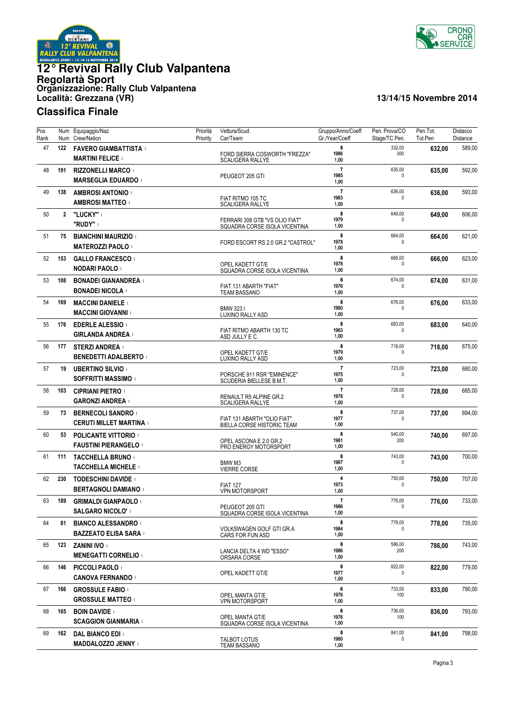# 12° Revival Rally Club Valpantena

## Regolartà Sport

**Organizzazione: Rally Club Valpantena**

**Località: Grezzana (VR)**

**13/14/15 Novembre 2014**

## Classifica Finale

| Pos Rank | Num Num | Equipaggio/Naz Crew/Nation | Priorità Priority | Vettura/Scud. Car/Team | Gruppo/Anno/Coeff Gr./Year/Coeff | Pen. Prova/CO Stage/TC Pen. | Pen.Tot. Tot.Pen | Distacco Distance |
|---|---|---|---|---|---|---|---|---|
| 47 | 122 | FAVERO GIAMBATTISTA / MARTINI FELICE | | FORD SIERRA COSWORTH "FREZZA" / SCALIGERA RALLYE | 8 / 1986 / 1,00 | 332,00 / 300 | 632,00 | 589,00 |
| 48 | 191 | RIZZONELLI MARCO / MARSEGLIA EDUARDO | | PEUGEOT 205 GTI | 7 / 1985 / 1,00 | 635,00 / 0 | 635,00 | 592,00 |
| 49 | 138 | AMBROSI ANTONIO / AMBROSI MATTEO | | FIAT RITMO 105 TC / SCALIGERA RALLYE | 7 / 1983 / 1,00 | 636,00 / 0 | 636,00 | 593,00 |
| 50 | 2 | "LUCKY" / "RUDY" | | FERRARI 308 GTB "VS OLIO FIAT" / SQUADRA CORSE ISOLA VICENTINA | 8 / 1979 / 1,00 | 649,00 / 0 | 649,00 | 606,00 |
| 51 | 75 | BIANCHINI MAURIZIO / MATEROZZI PAOLO | | FORD ESCORT RS 2.0 GR.2 "CASTROL" | 8 / 1978 / 1,00 | 664,00 / 0 | 664,00 | 621,00 |
| 52 | 153 | GALLO FRANCESCO / NODARI PAOLO | | OPEL KADETT GT/E / SQUADRA CORSE ISOLA VICENTINA | 8 / 1978 / 1,00 | 666,00 / 0 | 666,00 | 623,00 |
| 53 | 108 | BONADEI GIANANDREA / BONADEI NICOLA | | FIAT 131 ABARTH "FIAT" / TEAM BASSANO | 6 / 1976 / 1,00 | 674,00 / 0 | 674,00 | 631,00 |
| 54 | 169 | MACCINI DANIELE / MACCINI GIOVANNI | | BMW 323 I / LUXINO RALLY ASD | 8 / 1980 / 1,00 | 676,00 / 0 | 676,00 | 633,00 |
| 55 | 176 | EDERLE ALESSIO / GIRLANDA ANDREA | | FIAT RITMO ABARTH 130 TC / ASD JULLY E C. | 8 / 1983 / 1,00 | 683,00 / 0 | 683,00 | 640,00 |
| 56 | 177 | STERZI ANDREA / BENEDETTI ADALBERTO | | OPEL KADETT GT/E / LUXINO RALLY ASD | 8 / 1979 / 1,00 | 718,00 / 0 | 718,00 | 675,00 |
| 57 | 19 | UBERTINO SILVIO / SOFFRITTI MASSIMO | | PORSCHE 911 RSR "EMINENCE" / SCUDERIA BIELLESE B.M.T. | 7 / 1975 / 1,00 | 723,00 / 0 | 723,00 | 680,00 |
| 58 | 103 | CIPRIANI PIETRO / GARONZI ANDREA | | RENAULT R5 ALPINE GR.2 / SCALIGERA RALLYE | 7 / 1978 / 1,00 | 728,00 / 0 | 728,00 | 685,00 |
| 59 | 73 | BERNECOLI SANDRO / CERUTI MILLET MARTINA | | FIAT 131 ABARTH "OLIO FIAT" / BIELLA CORSE HISTORIC TEAM | 8 / 1977 / 1,00 | 737,00 / 0 | 737,00 | 694,00 |
| 60 | 53 | POLICANTE VITTORIO / FAUSTINI PIERANGELO | | OPEL ASCONA E 2.0 GR.2 / PRO ENERGY MOTORSPORT | 8 / 1981 / 1,00 | 540,00 / 200 | 740,00 | 697,00 |
| 61 | 111 | TACCHELLA BRUNO / TACCHELLA MICHELE | | BMW M3 / VIERRE CORSE | 8 / 1987 / 1,00 | 743,00 / 0 | 743,00 | 700,00 |
| 62 | 230 | TODESCHINI DAVIDE / BERTAGNOLI DAMIANO | | FIAT 127 / VPN MOTORSPORT | 4 / 1973 / 1,00 | 750,00 / 0 | 750,00 | 707,00 |
| 63 | 189 | GRIMALDI GIANPAOLO / SALGARO NICOLO' | | PEUGEOT 205 GTI / SQUADRA CORSE ISOLA VICENTINA | 7 / 1986 / 1,00 | 776,00 / 0 | 776,00 | 733,00 |
| 64 | 81 | BIANCO ALESSANDRO / BAZZEATO ELISA SARA | | VOLKSWAGEN GOLF GTI GR.A / CARS FOR FUN ASD | 8 / 1984 / 1,00 | 778,00 / 0 | 778,00 | 735,00 |
| 65 | 123 | ZANINI IVO / MENEGATTI CORNELIO | | LANCIA DELTA 4 WD "ESSO" / ORSARA CORSE | 8 / 1986 / 1,00 | 586,00 / 200 | 786,00 | 743,00 |
| 66 | 146 | PICCOLI PAOLO / CANOVA FERNANDO | | OPEL KADETT GT/E | 8 / 1977 / 1,00 | 822,00 / 0 | 822,00 | 779,00 |
| 67 | 166 | GROSSULE FABIO / GROSSULE MATTEO | | OPEL MANTA GT/E / VPN MOTORSPORT | 6 / 1976 / 1,00 | 733,00 / 100 | 833,00 | 790,00 |
| 68 | 165 | BOIN DAVIDE / SCAGGION GIANMARIA | | OPEL MANTA GT/E / SQUADRA CORSE ISOLA VICENTINA | 6 / 1976 / 1,00 | 736,00 / 100 | 836,00 | 793,00 |
| 69 | 162 | DAL BIANCO EDI / MADDALOZZO JENNY | | TALBOT LOTUS / TEAM BASSANO | 8 / 1980 / 1,00 | 841,00 / 0 | 841,00 | 798,00 |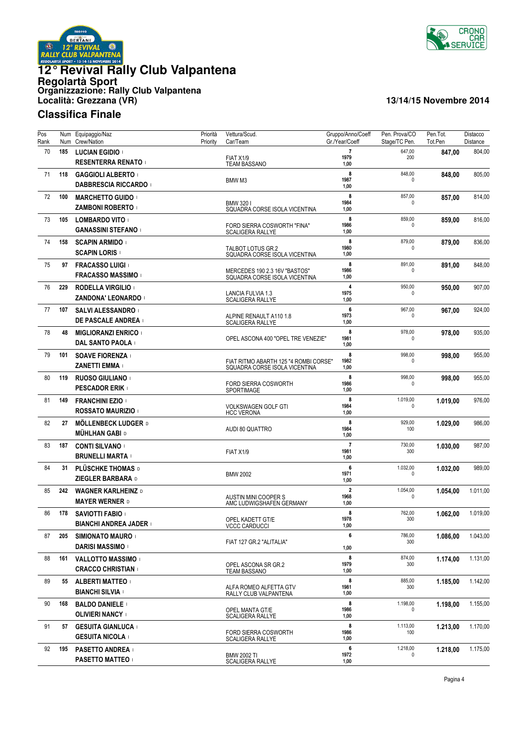# 12° Revival Rally Club Valpantena

**Regolartà Sport**
**Organizzazione: Rally Club Valpantena**
**Località: Grezzana (VR)**

**13/14/15 Novembre 2014**

## Classifica Finale

| Pos Rank | Num Num | Equipaggio/Naz Crew/Nation | Priorità Priority | Vettura/Scud. Car/Team | Gruppo/Anno/Coeff Gr./Year/Coeff | Pen. Prova/CO Stage/TC Pen. | Pen.Tot. Tot.Pen | Distacco Distance |
|---|---|---|---|---|---|---|---|---|
| 70 | 185 | **LUCIAN EGIDIO** I<br>**RESENTERRA RENATO** I | | FIAT X1/9<br>TEAM BASSANO | 7<br>1979<br>1,00 | 647,00<br>200 | **847,00** | 804,00 |
| 71 | 118 | **GAGGIOLI ALBERTO** I<br>**DABBRESCIA RICCARDO** I | | BMW M3 | 8<br>1987<br>1,00 | 848,00<br>0 | **848,00** | 805,00 |
| 72 | 100 | **MARCHETTO GUIDO** I<br>**ZAMBONI ROBERTO** I | | BMW 320 I<br>SQUADRA CORSE ISOLA VICENTINA | 8<br>1984<br>1,00 | 857,00<br>0 | **857,00** | 814,00 |
| 73 | 105 | **LOMBARDO VITO** I<br>**GANASSINI STEFANO** I | | FORD SIERRA COSWORTH "FINA"<br>SCALIGERA RALLYE | 8<br>1986<br>1,00 | 859,00<br>0 | **859,00** | 816,00 |
| 74 | 158 | **SCAPIN ARMIDO** I<br>**SCAPIN LORIS** I | | TALBOT LOTUS GR.2<br>SQUADRA CORSE ISOLA VICENTINA | 8<br>1980<br>1,00 | 879,00<br>0 | **879,00** | 836,00 |
| 75 | 97 | **FRACASSO LUIGI** I<br>**FRACASSO MASSIMO** I | | MERCEDES 190 2.3 16V "BASTOS"<br>SQUADRA CORSE ISOLA VICENTINA | 8<br>1986<br>1,00 | 891,00<br>0 | **891,00** | 848,00 |
| 76 | 229 | **RODELLA VIRGILIO** I<br>**ZANDONA' LEONARDO** I | | LANCIA FULVIA 1.3<br>SCALIGERA RALLYE | 4<br>1975<br>1,00 | 950,00<br>0 | **950,00** | 907,00 |
| 77 | 107 | **SALVI ALESSANDRO** I<br>**DE PASCALE ANDREA** I | | ALPINE RENAULT A110 1.8<br>SCALIGERA RALLYE | 6<br>1973<br>1,00 | 967,00<br>0 | **967,00** | 924,00 |
| 78 | 48 | **MIGLIORANZI ENRICO** I<br>**DAL SANTO PAOLA** I | | OPEL ASCONA 400 "OPEL TRE VENEZIE" | 8<br>1981<br>1,00 | 978,00<br>0 | **978,00** | 935,00 |
| 79 | 101 | **SOAVE FIORENZA** I<br>**ZANETTI EMMA** I | | FIAT RITMO ABARTH 125 "4 ROMBI CORSE"<br>SQUADRA CORSE ISOLA VICENTINA | 8<br>1982<br>1,00 | 998,00<br>0 | **998,00** | 955,00 |
| 80 | 119 | **RUOSO GIULIANO** I<br>**PESCADOR ERIK** I | | FORD SIERRA COSWORTH<br>SPORTIMAGE | 8<br>1986<br>1,00 | 998,00<br>0 | **998,00** | 955,00 |
| 81 | 149 | **FRANCHINI EZIO** I<br>**ROSSATO MAURIZIO** I | | VOLKSWAGEN GOLF GTI<br>HCC VERONA | 8<br>1984<br>1,00 | 1.019,00<br>0 | **1.019,00** | 976,00 |
| 82 | 27 | **MÖLLENBECK LUDGER** D<br>**MÜHLHAN GABI** D | | AUDI 80 QUATTRO | 8<br>1984<br>1,00 | 929,00<br>100 | **1.029,00** | 986,00 |
| 83 | 187 | **CONTI SILVANO** I<br>**BRUNELLI MARTA** I | | FIAT X1/9 | 7<br>1981<br>1,00 | 730,00<br>300 | **1.030,00** | 987,00 |
| 84 | 31 | **PLÜSCHKE THOMAS** D<br>**ZIEGLER BARBARA** D | | BMW 2002 | 6<br>1971<br>1,00 | 1.032,00<br>0 | **1.032,00** | 989,00 |
| 85 | 242 | **WAGNER KARLHEINZ** D<br>**MAYER WERNER** D | | AUSTIN MINI COOPER S<br>AMC LUDWIGSHAFEN GERMANY | 2<br>1968<br>1,00 | 1.054,00<br>0 | **1.054,00** | 1.011,00 |
| 86 | 178 | **SAVIOTTI FABIO** I<br>**BIANCHI ANDREA JADER** I | | OPEL KADETT GT/E<br>VCCC CARDUCCI | 8<br>1978<br>1,00 | 762,00<br>300 | **1.062,00** | 1.019,00 |
| 87 | 205 | **SIMIONATO MAURO** I<br>**DARISI MASSIMO** I | | FIAT 127 GR.2 "ALITALIA" | 6<br><br>1,00 | 786,00<br>300 | **1.086,00** | 1.043,00 |
| 88 | 161 | **VALLOTTO MASSIMO** I<br>**CRACCO CHRISTIAN** I | | OPEL ASCONA SR GR.2<br>TEAM BASSANO | 8<br>1979<br>1,00 | 874,00<br>300 | **1.174,00** | 1.131,00 |
| 89 | 55 | **ALBERTI MATTEO** I<br>**BIANCHI SILVIA** I | | ALFA ROMEO ALFETTA GTV<br>RALLY CLUB VALPANTENA | 8<br>1981<br>1,00 | 885,00<br>300 | **1.185,00** | 1.142,00 |
| 90 | 168 | **BALDO DANIELE** I<br>**OLIVIERI NANCY** I | | OPEL MANTA GT/E<br>SCALIGERA RALLYE | 8<br>1986<br>1,00 | 1.198,00<br>0 | **1.198,00** | 1.155,00 |
| 91 | 57 | **GESUITA GIANLUCA** I<br>**GESUITA NICOLA** I | | FORD SIERRA COSWORTH<br>SCALIGERA RALLYE | 8<br>1986<br>1,00 | 1.113,00<br>100 | **1.213,00** | 1.170,00 |
| 92 | 195 | **PASETTO ANDREA** I<br>**PASETTO MATTEO** I | | BMW 2002 TI<br>SCALIGERA RALLYE | 6<br>1972<br>1,00 | 1.218,00<br>0 | **1.218,00** | 1.175,00 |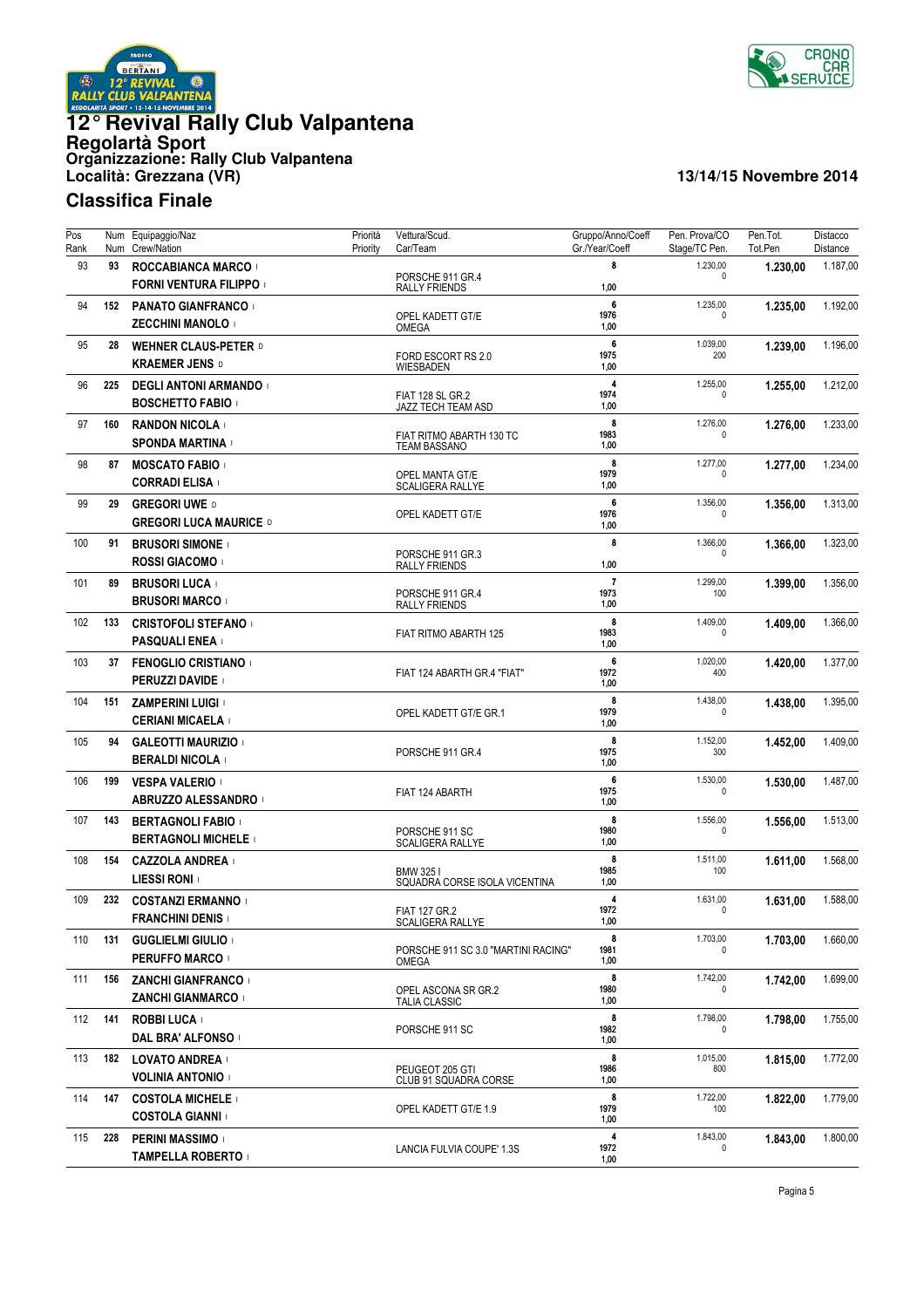# 12° Revival Rally Club Valpantena

**Regolartà Sport**
**Organizzazione: Rally Club Valpantena**
**Località: Grezzana (VR)**

**13/14/15 Novembre 2014**

## Classifica Finale

| Pos Rank | Num Num | Equipaggio/Naz Crew/Nation | Priorità Priority | Vettura/Scud. Car/Team | Gruppo/Anno/Coeff Gr./Year/Coeff | Pen. Prova/CO Stage/TC Pen. | Pen.Tot. Tot.Pen | Distacco Distance |
|---|---|---|---|---|---|---|---|---|
| 93 | 93 | **ROCCABIANCA MARCO** I<br>**FORNI VENTURA FILIPPO** I | | PORSCHE 911 GR.4<br>RALLY FRIENDS | 8<br><br>1,00 | 1.230,00<br>0 | **1.230,00** | 1.187,00 |
| 94 | 152 | **PANATO GIANFRANCO** I<br>**ZECCHINI MANOLO** I | | OPEL KADETT GT/E<br>OMEGA | 6<br>1976<br>1,00 | 1.235,00<br>0 | **1.235,00** | 1.192,00 |
| 95 | 28 | **WEHNER CLAUS-PETER** D<br>**KRAEMER JENS** D | | FORD ESCORT RS 2.0<br>WIESBADEN | 6<br>1975<br>1,00 | 1.039,00<br>200 | **1.239,00** | 1.196,00 |
| 96 | 225 | **DEGLI ANTONI ARMANDO** I<br>**BOSCHETTO FABIO** I | | FIAT 128 SL GR.2<br>JAZZ TECH TEAM ASD | 4<br>1974<br>1,00 | 1.255,00<br>0 | **1.255,00** | 1.212,00 |
| 97 | 160 | **RANDON NICOLA** I<br>**SPONDA MARTINA** I | | FIAT RITMO ABARTH 130 TC<br>TEAM BASSANO | 8<br>1983<br>1,00 | 1.276,00<br>0 | **1.276,00** | 1.233,00 |
| 98 | 87 | **MOSCATO FABIO** I<br>**CORRADI ELISA** I | | OPEL MANTA GT/E<br>SCALIGERA RALLYE | 8<br>1979<br>1,00 | 1.277,00<br>0 | **1.277,00** | 1.234,00 |
| 99 | 29 | **GREGORI UWE** D<br>**GREGORI LUCA MAURICE** D | | OPEL KADETT GT/E | 6<br>1976<br>1,00 | 1.356,00<br>0 | **1.356,00** | 1.313,00 |
| 100 | 91 | **BRUSORI SIMONE** I<br>**ROSSI GIACOMO** I | | PORSCHE 911 GR.3<br>RALLY FRIENDS | 8<br><br>1,00 | 1.366,00<br>0 | **1.366,00** | 1.323,00 |
| 101 | 89 | **BRUSORI LUCA** I<br>**BRUSORI MARCO** I | | PORSCHE 911 GR.4<br>RALLY FRIENDS | 7<br>1973<br>1,00 | 1.299,00<br>100 | **1.399,00** | 1.356,00 |
| 102 | 133 | **CRISTOFOLI STEFANO** I<br>**PASQUALI ENEA** I | | FIAT RITMO ABARTH 125 | 8<br>1983<br>1,00 | 1.409,00<br>0 | **1.409,00** | 1.366,00 |
| 103 | 37 | **FENOGLIO CRISTIANO** I<br>**PERUZZI DAVIDE** I | | FIAT 124 ABARTH GR.4 "FIAT" | 6<br>1972<br>1,00 | 1.020,00<br>400 | **1.420,00** | 1.377,00 |
| 104 | 151 | **ZAMPERINI LUIGI** I<br>**CERIANI MICAELA** I | | OPEL KADETT GT/E GR.1 | 8<br>1979<br>1,00 | 1.438,00<br>0 | **1.438,00** | 1.395,00 |
| 105 | 94 | **GALEOTTI MAURIZIO** I<br>**BERALDI NICOLA** I | | PORSCHE 911 GR.4 | 8<br>1975<br>1,00 | 1.152,00<br>300 | **1.452,00** | 1.409,00 |
| 106 | 199 | **VESPA VALERIO** I<br>**ABRUZZO ALESSANDRO** I | | FIAT 124 ABARTH | 6<br>1975<br>1,00 | 1.530,00<br>0 | **1.530,00** | 1.487,00 |
| 107 | 143 | **BERTAGNOLI FABIO** I<br>**BERTAGNOLI MICHELE** I | | PORSCHE 911 SC<br>SCALIGERA RALLYE | 8<br>1980<br>1,00 | 1.556,00<br>0 | **1.556,00** | 1.513,00 |
| 108 | 154 | **CAZZOLA ANDREA** I<br>**LIESSI RONI** I | | BMW 325 I<br>SQUADRA CORSE ISOLA VICENTINA | 8<br>1985<br>1,00 | 1.511,00<br>100 | **1.611,00** | 1.568,00 |
| 109 | 232 | **COSTANZI ERMANNO** I<br>**FRANCHINI DENIS** I | | FIAT 127 GR.2<br>SCALIGERA RALLYE | 4<br>1972<br>1,00 | 1.631,00<br>0 | **1.631,00** | 1.588,00 |
| 110 | 131 | **GUGLIELMI GIULIO** I<br>**PERUFFO MARCO** I | | PORSCHE 911 SC 3.0 "MARTINI RACING"<br>OMEGA | 8<br>1981<br>1,00 | 1.703,00<br>0 | **1.703,00** | 1.660,00 |
| 111 | 156 | **ZANCHI GIANFRANCO** I<br>**ZANCHI GIANMARCO** I | | OPEL ASCONA SR GR.2<br>TALIA CLASSIC | 8<br>1980<br>1,00 | 1.742,00<br>0 | **1.742,00** | 1.699,00 |
| 112 | 141 | **ROBBI LUCA** I<br>**DAL BRA' ALFONSO** I | | PORSCHE 911 SC | 8<br>1982<br>1,00 | 1.798,00<br>0 | **1.798,00** | 1.755,00 |
| 113 | 182 | **LOVATO ANDREA** I<br>**VOLINIA ANTONIO** I | | PEUGEOT 205 GTI<br>CLUB 91 SQUADRA CORSE | 8<br>1986<br>1,00 | 1.015,00<br>800 | **1.815,00** | 1.772,00 |
| 114 | 147 | **COSTOLA MICHELE** I<br>**COSTOLA GIANNI** I | | OPEL KADETT GT/E 1.9 | 8<br>1979<br>1,00 | 1.722,00<br>100 | **1.822,00** | 1.779,00 |
| 115 | 228 | **PERINI MASSIMO** I<br>**TAMPELLA ROBERTO** I | | LANCIA FULVIA COUPE' 1.3S | 4<br>1972<br>1,00 | 1.843,00<br>0 | **1.843,00** | 1.800,00 |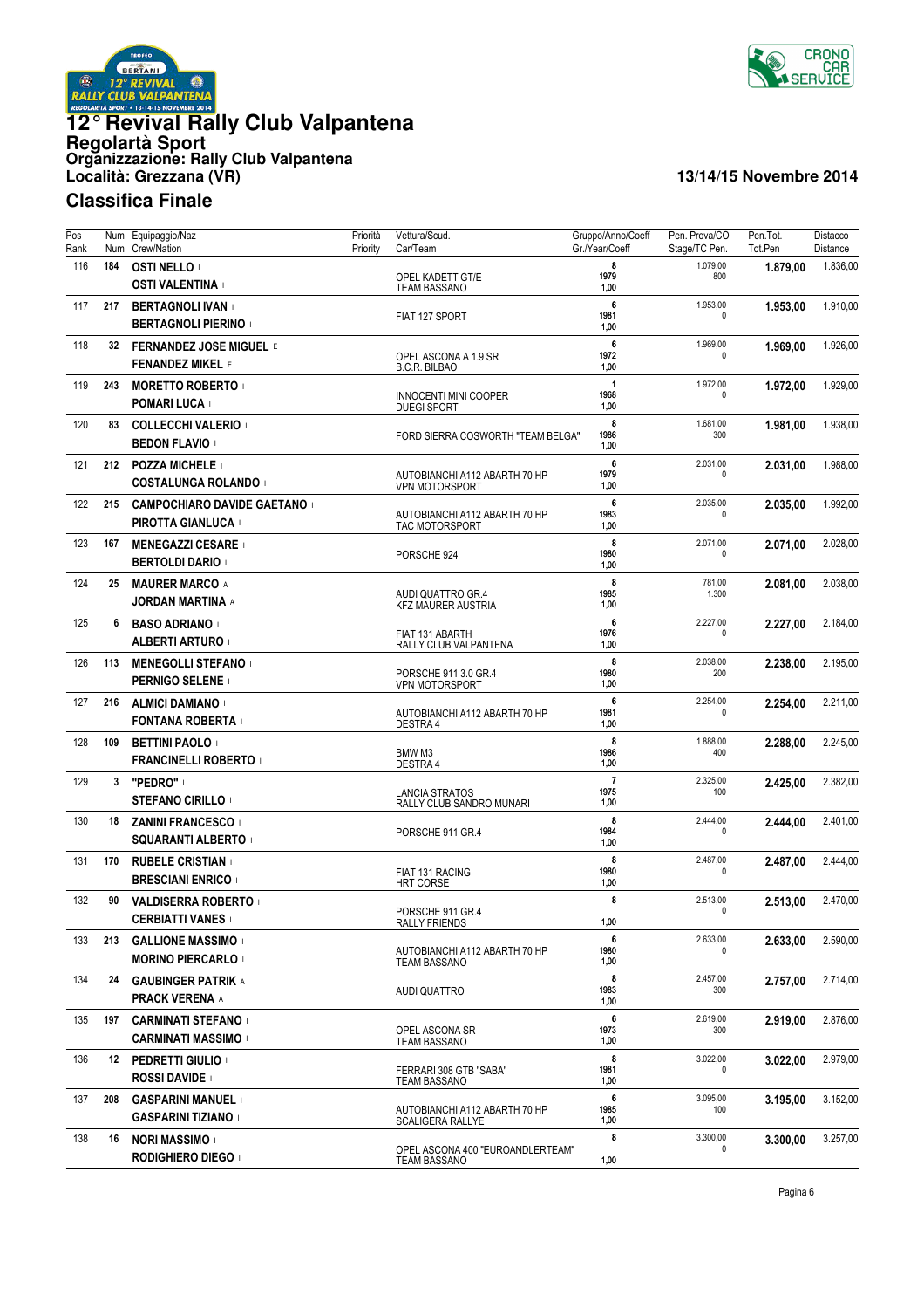# 12° Revival Rally Club Valpantena

**Regolartà Sport**
**Organizzazione: Rally Club Valpantena**
**Località: Grezzana (VR)**

**13/14/15 Novembre 2014**

## Classifica Finale

| Pos Rank | Num Num | Equipaggio/Naz Crew/Nation | Priorità Priority | Vettura/Scud. Car/Team | Gruppo/Anno/Coeff Gr./Year/Coeff | Pen. Prova/CO Stage/TC Pen. | Pen.Tot. Tot.Pen | Distacco Distance |
|---|---|---|---|---|---|---|---|---|
| 116 | 184 | **OSTI NELLO** I<br>**OSTI VALENTINA** I | | OPEL KADETT GT/E<br>TEAM BASSANO | 8<br>1979<br>1,00 | 1.079,00<br>800 | **1.879,00** | 1.836,00 |
| 117 | 217 | **BERTAGNOLI IVAN** I<br>**BERTAGNOLI PIERINO** I | | FIAT 127 SPORT | 6<br>1981<br>1,00 | 1.953,00<br>0 | **1.953,00** | 1.910,00 |
| 118 | 32 | **FERNANDEZ JOSE MIGUEL** E<br>**FENANDEZ MIKEL** E | | OPEL ASCONA A 1.9 SR<br>B.C.R. BILBAO | 6<br>1972<br>1,00 | 1.969,00<br>0 | **1.969,00** | 1.926,00 |
| 119 | 243 | **MORETTO ROBERTO** I<br>**POMARI LUCA** I | | INNOCENTI MINI COOPER<br>DUEGI SPORT | 1<br>1968<br>1,00 | 1.972,00<br>0 | **1.972,00** | 1.929,00 |
| 120 | 83 | **COLLECCHI VALERIO** I<br>**BEDON FLAVIO** I | | FORD SIERRA COSWORTH "TEAM BELGA" | 8<br>1986<br>1,00 | 1.681,00<br>300 | **1.981,00** | 1.938,00 |
| 121 | 212 | **POZZA MICHELE** I<br>**COSTALUNGA ROLANDO** I | | AUTOBIANCHI A112 ABARTH 70 HP<br>VPN MOTORSPORT | 6<br>1979<br>1,00 | 2.031,00<br>0 | **2.031,00** | 1.988,00 |
| 122 | 215 | **CAMPOCHIARO DAVIDE GAETANO** I<br>**PIROTTA GIANLUCA** I | | AUTOBIANCHI A112 ABARTH 70 HP<br>TAC MOTORSPORT | 6<br>1983<br>1,00 | 2.035,00<br>0 | **2.035,00** | 1.992,00 |
| 123 | 167 | **MENEGAZZI CESARE** I<br>**BERTOLDI DARIO** I | | PORSCHE 924 | 8<br>1980<br>1,00 | 2.071,00<br>0 | **2.071,00** | 2.028,00 |
| 124 | 25 | **MAURER MARCO** A<br>**JORDAN MARTINA** A | | AUDI QUATTRO GR.4<br>KFZ MAURER AUSTRIA | 8<br>1985<br>1,00 | 781,00<br>1.300 | **2.081,00** | 2.038,00 |
| 125 | 6 | **BASO ADRIANO** I<br>**ALBERTI ARTURO** I | | FIAT 131 ABARTH<br>RALLY CLUB VALPANTENA | 6<br>1976<br>1,00 | 2.227,00<br>0 | **2.227,00** | 2.184,00 |
| 126 | 113 | **MENEGOLLI STEFANO** I<br>**PERNIGO SELENE** I | | PORSCHE 911 3.0 GR.4<br>VPN MOTORSPORT | 8<br>1980<br>1,00 | 2.038,00<br>200 | **2.238,00** | 2.195,00 |
| 127 | 216 | **ALMICI DAMIANO** I<br>**FONTANA ROBERTA** I | | AUTOBIANCHI A112 ABARTH 70 HP<br>DESTRA 4 | 6<br>1981<br>1,00 | 2.254,00<br>0 | **2.254,00** | 2.211,00 |
| 128 | 109 | **BETTINI PAOLO** I<br>**FRANCINELLI ROBERTO** I | | BMW M3<br>DESTRA 4 | 8<br>1986<br>1,00 | 1.888,00<br>400 | **2.288,00** | 2.245,00 |
| 129 | 3 | **"PEDRO"** I<br>**STEFANO CIRILLO** I | | LANCIA STRATOS<br>RALLY CLUB SANDRO MUNARI | 7<br>1975<br>1,00 | 2.325,00<br>100 | **2.425,00** | 2.382,00 |
| 130 | 18 | **ZANINI FRANCESCO** I<br>**SQUARANTI ALBERTO** I | | PORSCHE 911 GR.4 | 8<br>1984<br>1,00 | 2.444,00<br>0 | **2.444,00** | 2.401,00 |
| 131 | 170 | **RUBELE CRISTIAN** I<br>**BRESCIANI ENRICO** I | | FIAT 131 RACING<br>HRT CORSE | 8<br>1980<br>1,00 | 2.487,00<br>0 | **2.487,00** | 2.444,00 |
| 132 | 90 | **VALDISERRA ROBERTO** I<br>**CERBIATTI VANES** I | | PORSCHE 911 GR.4<br>RALLY FRIENDS | 8<br><br>1,00 | 2.513,00<br>0 | **2.513,00** | 2.470,00 |
| 133 | 213 | **GALLIONE MASSIMO** I<br>**MORINO PIERCARLO** I | | AUTOBIANCHI A112 ABARTH 70 HP<br>TEAM BASSANO | 6<br>1980<br>1,00 | 2.633,00<br>0 | **2.633,00** | 2.590,00 |
| 134 | 24 | **GAUBINGER PATRIK** A<br>**PRACK VERENA** A | | AUDI QUATTRO | 8<br>1983<br>1,00 | 2.457,00<br>300 | **2.757,00** | 2.714,00 |
| 135 | 197 | **CARMINATI STEFANO** I<br>**CARMINATI MASSIMO** I | | OPEL ASCONA SR<br>TEAM BASSANO | 6<br>1973<br>1,00 | 2.619,00<br>300 | **2.919,00** | 2.876,00 |
| 136 | 12 | **PEDRETTI GIULIO** I<br>**ROSSI DAVIDE** I | | FERRARI 308 GTB "SABA"<br>TEAM BASSANO | 8<br>1981<br>1,00 | 3.022,00<br>0 | **3.022,00** | 2.979,00 |
| 137 | 208 | **GASPARINI MANUEL** I<br>**GASPARINI TIZIANO** I | | AUTOBIANCHI A112 ABARTH 70 HP<br>SCALIGERA RALLYE | 6<br>1985<br>1,00 | 3.095,00<br>100 | **3.195,00** | 3.152,00 |
| 138 | 16 | **NORI MASSIMO** I<br>**RODIGHIERO DIEGO** I | | OPEL ASCONA 400 "EUROANDLERTEAM"<br>TEAM BASSANO | 8<br><br>1,00 | 3.300,00<br>0 | **3.300,00** | 3.257,00 |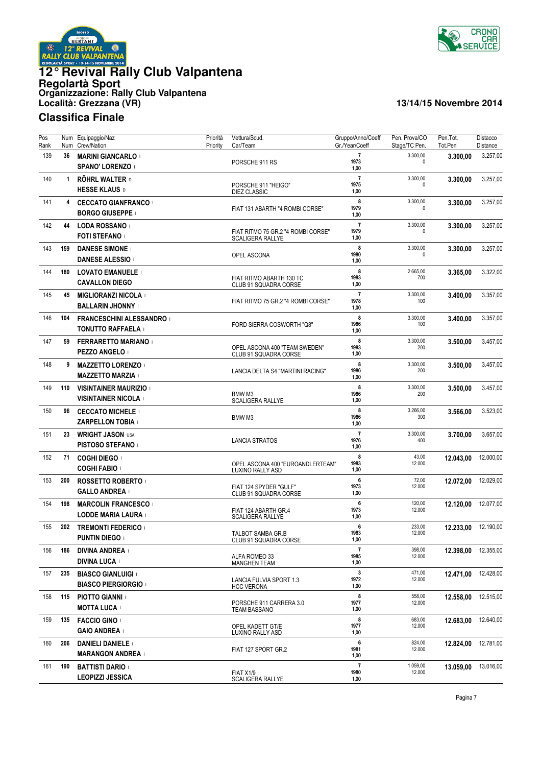# 12° Revival Rally Club Valpantena

**Regolartà Sport**
**Organizzazione: Rally Club Valpantena**
**Località: Grezzana (VR)**

**13/14/15 Novembre 2014**

## Classifica Finale

| Pos Rank | Num Num | Equipaggio/Naz Crew/Nation | Priorità Priority | Vettura/Scud. Car/Team | Gruppo/Anno/Coeff Gr./Year/Coeff | Pen. Prova/CO Stage/TC Pen. | Pen.Tot. Tot.Pen | Distacco Distance |
|---|---|---|---|---|---|---|---|---|
| 139 | 36 | **MARINI GIANCARLO** I<br>**SPANO' LORENZO** I | | PORSCHE 911 RS | 7<br>1973<br>1,00 | 3.300,00<br>0 | **3.300,00** | 3.257,00 |
| 140 | 1 | **RÖHRL WALTER** D<br>**HESSE KLAUS** D | | PORSCHE 911 "HEIGO"<br>DIEZ CLASSIC | 7<br>1975<br>1,00 | 3.300,00<br>0 | **3.300,00** | 3.257,00 |
| 141 | 4 | **CECCATO GIANFRANCO** I<br>**BORGO GIUSEPPE** I | | FIAT 131 ABARTH "4 ROMBI CORSE" | 8<br>1979<br>1,00 | 3.300,00<br>0 | **3.300,00** | 3.257,00 |
| 142 | 44 | **LODA ROSSANO** I<br>**FOTI STEFANO** I | | FIAT RITMO 75 GR.2 "4 ROMBI CORSE"<br>SCALIGERA RALLYE | 7<br>1979<br>1,00 | 3.300,00<br>0 | **3.300,00** | 3.257,00 |
| 143 | 159 | **DANESE SIMONE** I<br>**DANESE ALESSIO** I | | OPEL ASCONA | 8<br>1980<br>1,00 | 3.300,00<br>0 | **3.300,00** | 3.257,00 |
| 144 | 180 | **LOVATO EMANUELE** I<br>**CAVALLON DIEGO** I | | FIAT RITMO ABARTH 130 TC<br>CLUB 91 SQUADRA CORSE | 8<br>1983<br>1,00 | 2.665,00<br>700 | **3.365,00** | 3.322,00 |
| 145 | 45 | **MIGLIORANZI NICOLA** I<br>**BALLARIN JHONNY** I | | FIAT RITMO 75 GR.2 "4 ROMBI CORSE" | 7<br>1978<br>1,00 | 3.300,00<br>100 | **3.400,00** | 3.357,00 |
| 146 | 104 | **FRANCESCHINI ALESSANDRO** I<br>**TONUTTO RAFFAELA** I | | FORD SIERRA COSWORTH "Q8" | 8<br>1986<br>1,00 | 3.300,00<br>100 | **3.400,00** | 3.357,00 |
| 147 | 59 | **FERRARETTO MARIANO** I<br>**PEZZO ANGELO** I | | OPEL ASCONA 400 "TEAM SWEDEN"<br>CLUB 91 SQUADRA CORSE | 8<br>1983<br>1,00 | 3.300,00<br>200 | **3.500,00** | 3.457,00 |
| 148 | 9 | **MAZZETTO LORENZO** I<br>**MAZZETTO MARZIA** I | | LANCIA DELTA S4 "MARTINI RACING" | 8<br>1986<br>1,00 | 3.300,00<br>200 | **3.500,00** | 3.457,00 |
| 149 | 110 | **VISINTAINER MAURIZIO** I<br>**VISINTAINER NICOLA** I | | BMW M3<br>SCALIGERA RALLYE | 8<br>1986<br>1,00 | 3.300,00<br>200 | **3.500,00** | 3.457,00 |
| 150 | 96 | **CECCATO MICHELE** I<br>**ZARPELLON TOBIA** I | | BMW M3 | 8<br>1986<br>1,00 | 3.266,00<br>300 | **3.566,00** | 3.523,00 |
| 151 | 23 | **WRIGHT JASON** USA<br>**PISTOSO STEFANO** I | | LANCIA STRATOS | 7<br>1976<br>1,00 | 3.300,00<br>400 | **3.700,00** | 3.657,00 |
| 152 | 71 | **COGHI DIEGO** I<br>**COGHI FABIO** I | | OPEL ASCONA 400 "EUROANDLERTEAM"<br>LUXINO RALLY ASD | 8<br>1983<br>1,00 | 43,00<br>12.000 | **12.043,00** | 12.000,00 |
| 153 | 200 | **ROSSETTO ROBERTO** I<br>**GALLO ANDREA** I | | FIAT 124 SPYDER "GULF"<br>CLUB 91 SQUADRA CORSE | 6<br>1973<br>1,00 | 72,00<br>12.000 | **12.072,00** | 12.029,00 |
| 154 | 198 | **MARCOLIN FRANCESCO** I<br>**LODDE MARIA LAURA** I | | FIAT 124 ABARTH GR.4<br>SCALIGERA RALLYE | 6<br>1973<br>1,00 | 120,00<br>12.000 | **12.120,00** | 12.077,00 |
| 155 | 202 | **TREMONTI FEDERICO** I<br>**PUNTIN DIEGO** I | | TALBOT SAMBA GR.B<br>CLUB 91 SQUADRA CORSE | 6<br>1983<br>1,00 | 233,00<br>12.000 | **12.233,00** | 12.190,00 |
| 156 | 186 | **DIVINA ANDREA** I<br>**DIVINA LUCA** I | | ALFA ROMEO 33<br>MANGHEN TEAM | 7<br>1985<br>1,00 | 398,00<br>12.000 | **12.398,00** | 12.355,00 |
| 157 | 235 | **BIASCO GIANLUIGI** I<br>**BIASCO PIERGIORGIO** I | | LANCIA FULVIA SPORT 1.3<br>HCC VERONA | 3<br>1972<br>1,00 | 471,00<br>12.000 | **12.471,00** | 12.428,00 |
| 158 | 115 | **PIOTTO GIANNI** I<br>**MOTTA LUCA** I | | PORSCHE 911 CARRERA 3.0<br>TEAM BASSANO | 8<br>1977<br>1,00 | 558,00<br>12.000 | **12.558,00** | 12.515,00 |
| 159 | 135 | **FACCIO GINO** I<br>**GAIO ANDREA** I | | OPEL KADETT GT/E<br>LUXINO RALLY ASD | 8<br>1977<br>1,00 | 683,00<br>12.000 | **12.683,00** | 12.640,00 |
| 160 | 206 | **DANIELI DANIELE** I<br>**MARANGON ANDREA** I | | FIAT 127 SPORT GR.2 | 6<br>1981<br>1,00 | 824,00<br>12.000 | **12.824,00** | 12.781,00 |
| 161 | 190 | **BATTISTI DARIO** I<br>**LEOPIZZI JESSICA** I | | FIAT X1/9<br>SCALIGERA RALLYE | 7<br>1980<br>1,00 | 1.059,00<br>12.000 | **13.059,00** | 13.016,00 |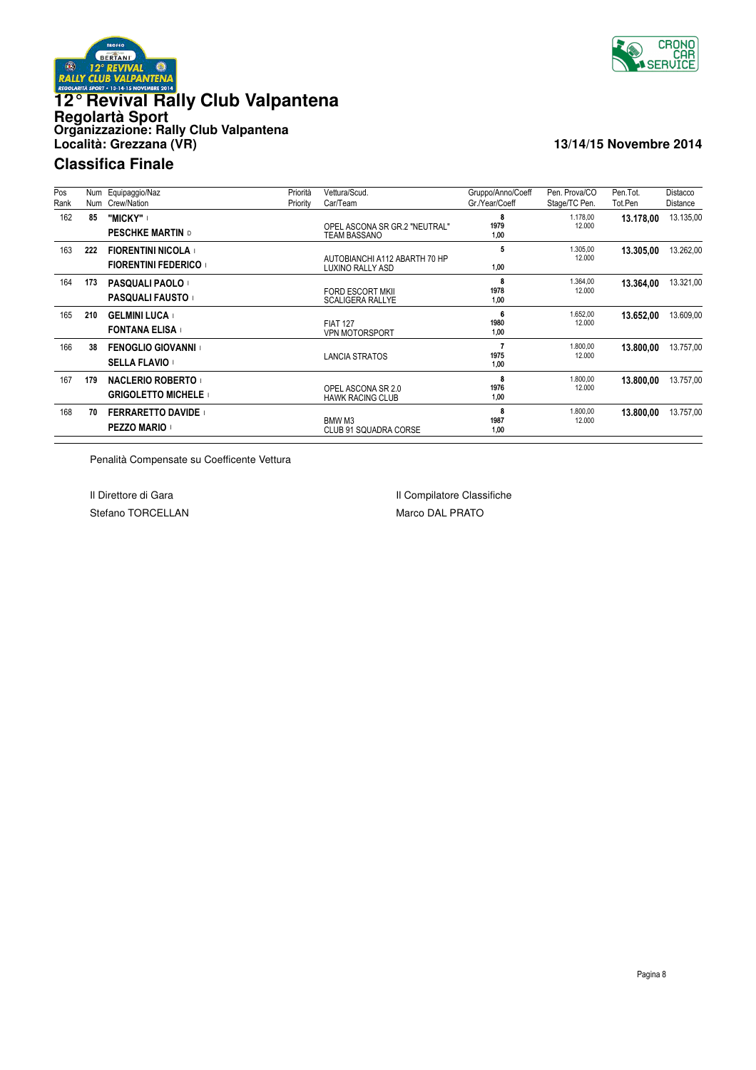# 12° Revival Rally Club Valpantena

**Regolartà Sport**
**Organizzazione: Rally Club Valpantena**
**Località: Grezzana (VR)**

**13/14/15 Novembre 2014**

## Classifica Finale

| Pos Rank | Num Num | Equipaggio/Naz Crew/Nation | Priorità Priority | Vettura/Scud. Car/Team | Gruppo/Anno/Coeff Gr./Year/Coeff | Pen. Prova/CO Stage/TC Pen. | Pen.Tot. Tot.Pen | Distacco Distance |
|---|---|---|---|---|---|---|---|---|
| 162 | 85 | **"MICKY"** I<br>**PESCHKE MARTIN** D | | OPEL ASCONA SR GR.2 "NEUTRAL"<br>TEAM BASSANO | 8<br>1979<br>1,00 | 1.178,00<br>12.000 | **13.178,00** | 13.135,00 |
| 163 | 222 | **FIORENTINI NICOLA** I<br>**FIORENTINI FEDERICO** I | | AUTOBIANCHI A112 ABARTH 70 HP<br>LUXINO RALLY ASD | 5<br><br>1,00 | 1.305,00<br>12.000 | **13.305,00** | 13.262,00 |
| 164 | 173 | **PASQUALI PAOLO** I<br>**PASQUALI FAUSTO** I | | FORD ESCORT MKII<br>SCALIGERA RALLYE | 8<br>1978<br>1,00 | 1.364,00<br>12.000 | **13.364,00** | 13.321,00 |
| 165 | 210 | **GELMINI LUCA** I<br>**FONTANA ELISA** I | | FIAT 127<br>VPN MOTORSPORT | 6<br>1980<br>1,00 | 1.652,00<br>12.000 | **13.652,00** | 13.609,00 |
| 166 | 38 | **FENOGLIO GIOVANNI** I<br>**SELLA FLAVIO** I | | LANCIA STRATOS | 7<br>1975<br>1,00 | 1.800,00<br>12.000 | **13.800,00** | 13.757,00 |
| 167 | 179 | **NACLERIO ROBERTO** I<br>**GRIGOLETTO MICHELE** I | | OPEL ASCONA SR 2.0<br>HAWK RACING CLUB | 8<br>1976<br>1,00 | 1.800,00<br>12.000 | **13.800,00** | 13.757,00 |
| 168 | 70 | **FERRARETTO DAVIDE** I<br>**PEZZO MARIO** I | | BMW M3<br>CLUB 91 SQUADRA CORSE | 8<br>1987<br>1,00 | 1.800,00<br>12.000 | **13.800,00** | 13.757,00 |

Penalità Compensate su Coefficente Vettura

Il Direttore di Gara
Stefano TORCELLAN

Il Compilatore Classifiche
Marco DAL PRATO